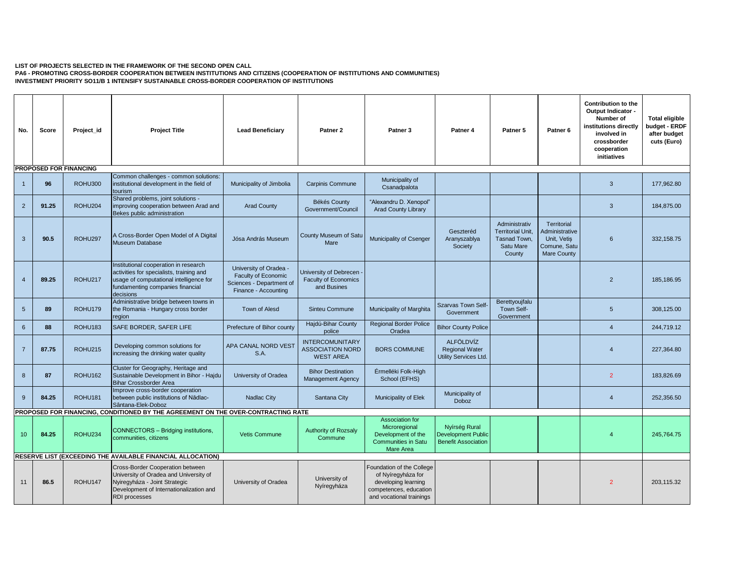**LIST OF PROJECTS SELECTED IN THE FRAMEWORK OF THE SECOND OPEN CALL**
**PA6 - PROMOTING CROSS-BORDER COOPERATION BETWEEN INSTITUTIONS AND CITIZENS (COOPERATION OF INSTITUTIONS AND COMMUNITIES)**
**INVESTMENT PRIORITY SO11/B 1 INTENSIFY SUSTAINABLE CROSS-BORDER COOPERATION OF INSTITUTIONS**

| No. | Score | Project_id | Project Title | Lead Beneficiary | Patner 2 | Patner 3 | Patner 4 | Patner 5 | Patner 6 | Contribution to the Output Indicator - Number of institutions directly involved in crossborder cooperation initiatives | Total eligible budget - ERDF after budget cuts (Euro) |
|---|---|---|---|---|---|---|---|---|---|---|---|
| **PROPOSED FOR FINANCING** | | | | | | | | | | | |
| 1 | **96** | ROHU300 | Common challenges - common solutions: institutional development in the field of tourism | Municipality of Jimbolia | Carpinis Commune | Municipality of Csanadpalota | | | | 3 | 177,962.80 |
| 2 | **91.25** | ROHU204 | Shared problems, joint solutions - improving cooperation between Arad and Bekes public administration | Arad County | Békés County Government/Council | "Alexandru D. Xenopol" Arad County Library | | | | 3 | 184,875.00 |
| 3 | **90.5** | ROHU297 | A Cross-Border Open Model of A Digital Museum Database | Jósa András Museum | County Museum of Satu Mare | Municipality of Csenger | Geszteréd Aranyszablya Society | Administrativ Territorial Unit, Tasnad Town, Satu Mare County | Territorial Administrative Unit, Vetiș Comune, Satu Mare County | 6 | 332,158.75 |
| 4 | **89.25** | ROHU217 | Institutional cooperation in research activities for specialists, training and usage of computational intelligence for fundamenting companies financial decisions | University of Oradea - Faculty of Economic Sciences - Department of Finance - Accounting | University of Debrecen - Faculty of Economics and Busines | | | | | 2 | 185,186.95 |
| 5 | **89** | ROHU179 | Administrative bridge between towns in the Romania - Hungary cross border region | Town of Alesd | Sinteu Commune | Municipality of Marghita | Szarvas Town Self-Government | Berettyoujfalu Town Self-Government | | 5 | 308,125.00 |
| 6 | **88** | ROHU183 | SAFE BORDER, SAFER LIFE | Prefecture of Bihor county | Hajdú-Bihar County police | Regional Border Police Oradea | Bihor County Police | | | 4 | 244,719.12 |
| 7 | **87.75** | ROHU215 | Developing common solutions for increasing the drinking water quality | APA CANAL NORD VEST S.A. | INTERCOMUNITARY ASSOCIATION NORD WEST AREA | BORS COMMUNE | ALFÖLDVÍZ Regional Water Utility Services Ltd. | | | 4 | 227,364.80 |
| 8 | **87** | ROHU162 | Cluster for Geography, Heritage and Sustainable Development in Bihor - Hajdu Bihar Crossborder Area | University of Oradea | Bihor Destination Management Agency | Érmelléki Folk-High School (EFHS) | | | | 2 | 183,826.69 |
| 9 | **84.25** | ROHU181 | Improve cross-border cooperation between public institutions of Nădlac-Sântana-Elek-Doboz | Nadlac City | Santana City | Municipality of Elek | Municipality of Doboz | | | 4 | 252,356.50 |
| **PROPOSED FOR FINANCING, CONDITIONED BY THE AGREEMENT ON THE OVER-CONTRACTING RATE** | | | | | | | | | | | |
| 10 | **84.25** | ROHU234 | CONNECTORS – Bridging institutions, communities, citizens | Vetis Commune | Authority of Rozsaly Commune | Association for Microregional Development of the Communities in Satu Mare Area | Nyírség Rural Development Public Benefit Association | | | 4 | 245,764.75 |
| **RESERVE LIST (EXCEEDING THE AVAILABLE FINANCIAL ALLOCATION)** | | | | | | | | | | | |
| 11 | **86.5** | ROHU147 | Cross-Border Cooperation between University of Oradea and University of Nyiregyháza - Joint Strategic Development of Internationalization and RDI processes | University of Oradea | University of Nyíregyháza | Foundation of the College of Nyíregyháza for developing learning competences, education and vocational trainings | | | | 2 | 203,115.32 |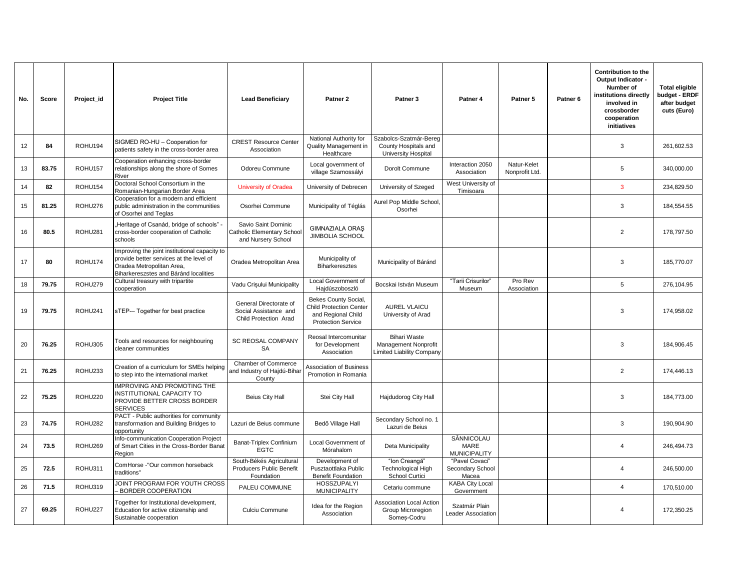| No. | Score | Project_id | Project Title | Lead Beneficiary | Patner 2 | Patner 3 | Patner 4 | Patner 5 | Patner 6 | Contribution to the Output Indicator - Number of institutions directly involved in crossborder cooperation initiatives | Total eligible budget - ERDF after budget cuts (Euro) |
|---|---|---|---|---|---|---|---|---|---|---|---|
| 12 | **84** | ROHU194 | SIGMED RO-HU – Cooperation for patients safety in the cross-border area | CREST Resource Center Association | National Authority for Quality Management in Healthcare | Szabolcs-Szatmár-Bereg County Hospitals and University Hospital | | | | 3 | 261,602.53 |
| 13 | **83.75** | ROHU157 | Cooperation enhancing cross-border relationships along the shore of Somes River | Odoreu Commune | Local government of village Szamossályi | Dorolt Commune | Interaction 2050 Association | Natur-Kelet Nonprofit Ltd. | | 5 | 340,000.00 |
| 14 | **82** | ROHU154 | Doctoral School Consortium in the Romanian-Hungarian Border Area | University of Oradea | University of Debrecen | University of Szeged | West University of Timisoara | | | 3 | 234,829.50 |
| 15 | **81.25** | ROHU276 | Cooperation for a modern and efficient public administration in the communities of Osorhei and Teglas | Osorhei Commune | Municipality of Téglás | Aurel Pop Middle School, Osorhei | | | | 3 | 184,554.55 |
| 16 | **80.5** | ROHU281 | „Heritage of Csanád, bridge of schools" - cross-border cooperation of Catholic schools | Savio Saint Dominic Catholic Elementary School and Nursery School | GIMNAZIALA ORAŞ JIMBOLIA SCHOOL | | | | | 2 | 178,797.50 |
| 17 | **80** | ROHU174 | Improving the joint institutional capacity to provide better services at the level of Oradea Metropolitan Area, Biharkereszstes and Báránd localities | Oradea Metropolitan Area | Municipality of Biharkeresztes | Municipality of Báránd | | | | 3 | 185,770.07 |
| 18 | **79.75** | ROHU279 | Cultural treasury with tripartite cooperation | Vadu Crişului Municipality | Local Government of Hajdúszoboszló | Bocskai István Museum | "Tarii Crisurilor" Museum | Pro Rev Association | | 5 | 276,104.95 |
| 19 | **79.75** | ROHU241 | sTEP— Together for best practice | General Directorate of Social Assistance and Child Protection Arad | Bekes County Social, Child Protection Center and Regional Child Protection Service | AUREL VLAICU University of Arad | | | | 3 | 174,958.02 |
| 20 | **76.25** | ROHU305 | Tools and resources for neighbouring cleaner communities | SC REOSAL COMPANY SA | Reosal Intercomunitar for Development Association | Bihari Waste Management Nonprofit Limited Liability Company | | | | 3 | 184,906.45 |
| 21 | **76.25** | ROHU233 | Creation of a curriculum for SMEs helping to step into the international market | Chamber of Commerce and Industry of Hajdú-Bihar County | Association of Business Promotion in Romania | | | | | 2 | 174,446.13 |
| 22 | **75.25** | ROHU220 | IMPROVING AND PROMOTING THE INSTITUTIONAL CAPACITY TO PROVIDE BETTER CROSS BORDER SERVICES | Beius City Hall | Stei City Hall | Hajdudorog City Hall | | | | 3 | 184,773.00 |
| 23 | **74.75** | ROHU282 | PACT - Public authorities for community transformation and Building Bridges to opportunity | Lazuri de Beius commune | Bedő Village Hall | Secondary School no. 1 Lazuri de Beius | | | | 3 | 190,904.90 |
| 24 | **73.5** | ROHU269 | Info-communication Cooperation Project of Smart Cities in the Cross-Border Banat Region | Banat-Triplex Confinium EGTC | Local Government of Mórahalom | Deta Municipality | SÂNNICOLAU MARE MUNICIPALITY | | | 4 | 246,494.73 |
| 25 | **72.5** | ROHU311 | ComHorse -"Our common horseback traditions" | South-Békés Agricultural Producers Public Benefit Foundation | Development of Pusztaottlaka Public Benefit Foundation | "Ion Creangă" Technological High School Curtici | "Pavel Covaci" Secondary School Macea | | | 4 | 246,500.00 |
| 26 | **71.5** | ROHU319 | JOINT PROGRAM FOR YOUTH CROSS – BORDER COOPERATION | PALEU COMMUNE | HOSSZUPALYI MUNICIPALITY | Cetariu commune | KABA City Local Government | | | 4 | 170,510.00 |
| 27 | **69.25** | ROHU227 | Together for Institutional development, Education for active citizenship and Sustainable cooperation | Culciu Commune | Idea for the Region Association | Association Local Action Group Microregion Someş-Codru | Szatmár Plain Leader Association | | | 4 | 172,350.25 |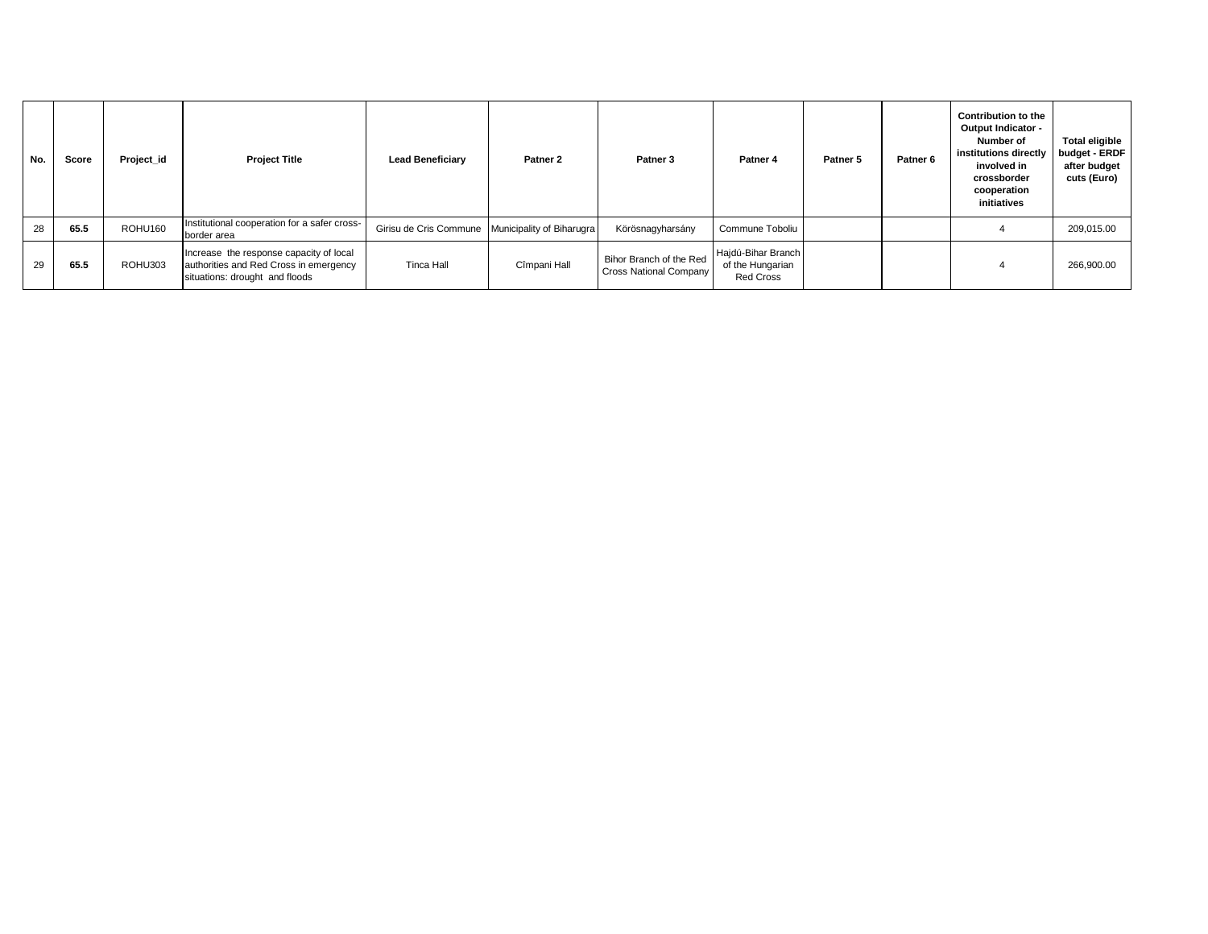| No. | Score | Project_id | Project Title | Lead Beneficiary | Patner 2 | Patner 3 | Patner 4 | Patner 5 | Patner 6 | Contribution to the Output Indicator - Number of institutions directly involved in crossborder cooperation initiatives | Total eligible budget - ERDF after budget cuts (Euro) |
|---|---|---|---|---|---|---|---|---|---|---|---|
| 28 | **65.5** | ROHU160 | Institutional cooperation for a safer cross-border area | Girisu de Cris Commune | Municipality of Biharugra | Körösnagyharsány | Commune Toboliu | | | 4 | 209,015.00 |
| 29 | **65.5** | ROHU303 | Increase the response capacity of local authorities and Red Cross in emergency situations: drought and floods | Tinca Hall | Cîmpani Hall | Bihor Branch of the Red Cross National Company | Hajdú-Bihar Branch of the Hungarian Red Cross | | | 4 | 266,900.00 |